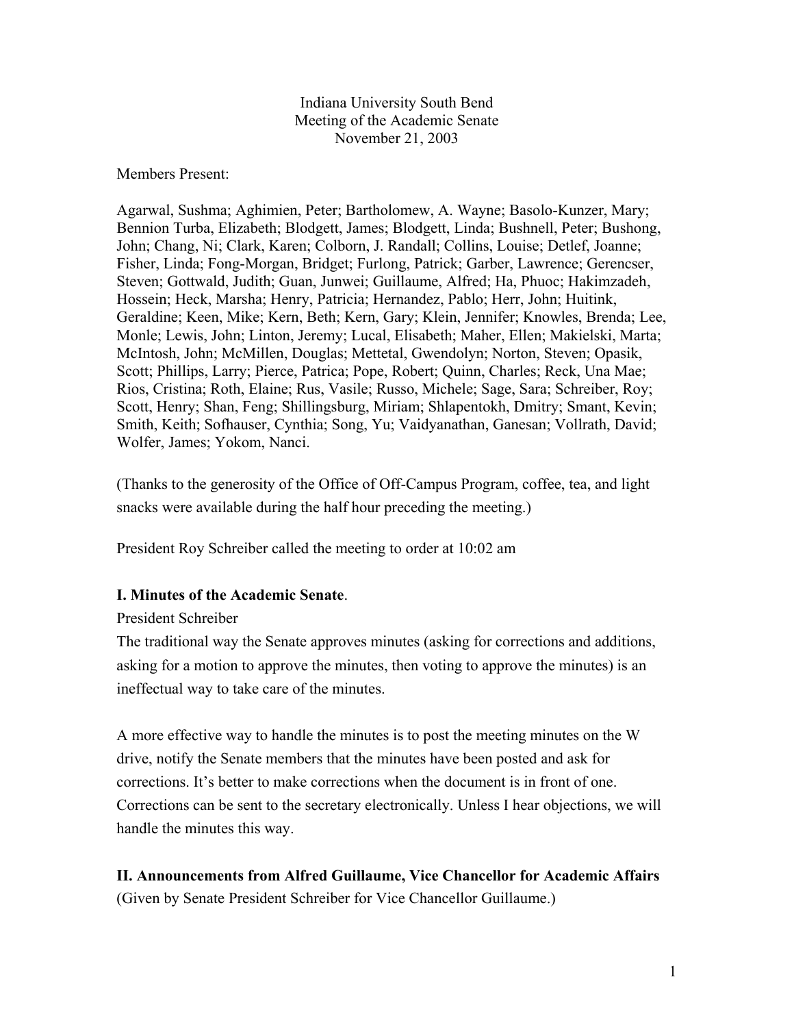Indiana University South Bend
Meeting of the Academic Senate
November 21, 2003

Members Present:

Agarwal, Sushma; Aghimien, Peter; Bartholomew, A. Wayne; Basolo-Kunzer, Mary; Bennion Turba, Elizabeth; Blodgett, James; Blodgett, Linda; Bushnell, Peter; Bushong, John; Chang, Ni; Clark, Karen; Colborn, J. Randall; Collins, Louise; Detlef, Joanne; Fisher, Linda; Fong-Morgan, Bridget; Furlong, Patrick; Garber, Lawrence; Gerencser, Steven; Gottwald, Judith; Guan, Junwei; Guillaume, Alfred; Ha, Phuoc; Hakimzadeh, Hossein; Heck, Marsha; Henry, Patricia; Hernandez, Pablo; Herr, John; Huitink, Geraldine; Keen, Mike; Kern, Beth; Kern, Gary; Klein, Jennifer; Knowles, Brenda; Lee, Monle; Lewis, John; Linton, Jeremy; Lucal, Elisabeth; Maher, Ellen; Makielski, Marta; McIntosh, John; McMillen, Douglas; Mettetal, Gwendolyn; Norton, Steven; Opasik, Scott; Phillips, Larry; Pierce, Patrica; Pope, Robert; Quinn, Charles; Reck, Una Mae; Rios, Cristina; Roth, Elaine; Rus, Vasile; Russo, Michele; Sage, Sara; Schreiber, Roy; Scott, Henry; Shan, Feng; Shillingsburg, Miriam; Shlapentokh, Dmitry; Smant, Kevin; Smith, Keith; Sofhauser, Cynthia; Song, Yu; Vaidyanathan, Ganesan; Vollrath, David; Wolfer, James; Yokom, Nanci.

(Thanks to the generosity of the Office of Off-Campus Program, coffee, tea, and light snacks were available during the half hour preceding the meeting.)

President Roy Schreiber called the meeting to order at 10:02 am

**I. Minutes of the Academic Senate**.

President Schreiber

The traditional way the Senate approves minutes (asking for corrections and additions, asking for a motion to approve the minutes, then voting to approve the minutes) is an ineffectual way to take care of the minutes.

A more effective way to handle the minutes is to post the meeting minutes on the W drive, notify the Senate members that the minutes have been posted and ask for corrections. It's better to make corrections when the document is in front of one. Corrections can be sent to the secretary electronically. Unless I hear objections, we will handle the minutes this way.

**II. Announcements from Alfred Guillaume, Vice Chancellor for Academic Affairs**

(Given by Senate President Schreiber for Vice Chancellor Guillaume.)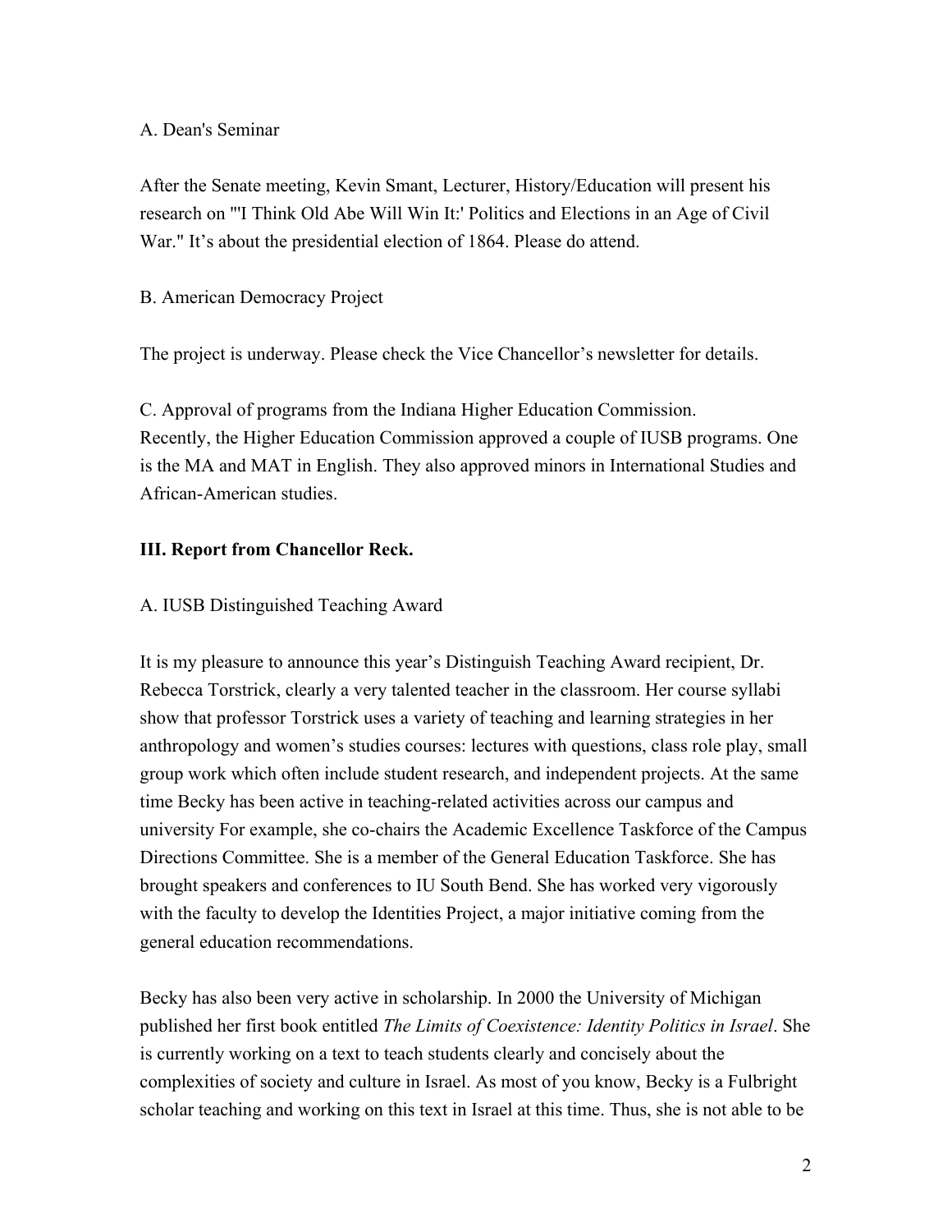A. Dean's Seminar

After the Senate meeting, Kevin Smant, Lecturer, History/Education will present his research on "'I Think Old Abe Will Win It:' Politics and Elections in an Age of Civil War." It's about the presidential election of 1864. Please do attend.

B. American Democracy Project

The project is underway. Please check the Vice Chancellor's newsletter for details.

C. Approval of programs from the Indiana Higher Education Commission.
Recently, the Higher Education Commission approved a couple of IUSB programs. One is the MA and MAT in English. They also approved minors in International Studies and African-American studies.

**III. Report from Chancellor Reck.**

A. IUSB Distinguished Teaching Award

It is my pleasure to announce this year's Distinguish Teaching Award recipient, Dr. Rebecca Torstrick, clearly a very talented teacher in the classroom. Her course syllabi show that professor Torstrick uses a variety of teaching and learning strategies in her anthropology and women's studies courses: lectures with questions, class role play, small group work which often include student research, and independent projects. At the same time Becky has been active in teaching-related activities across our campus and university For example, she co-chairs the Academic Excellence Taskforce of the Campus Directions Committee. She is a member of the General Education Taskforce. She has brought speakers and conferences to IU South Bend. She has worked very vigorously with the faculty to develop the Identities Project, a major initiative coming from the general education recommendations.

Becky has also been very active in scholarship. In 2000 the University of Michigan published her first book entitled *The Limits of Coexistence: Identity Politics in Israel*. She is currently working on a text to teach students clearly and concisely about the complexities of society and culture in Israel. As most of you know, Becky is a Fulbright scholar teaching and working on this text in Israel at this time. Thus, she is not able to be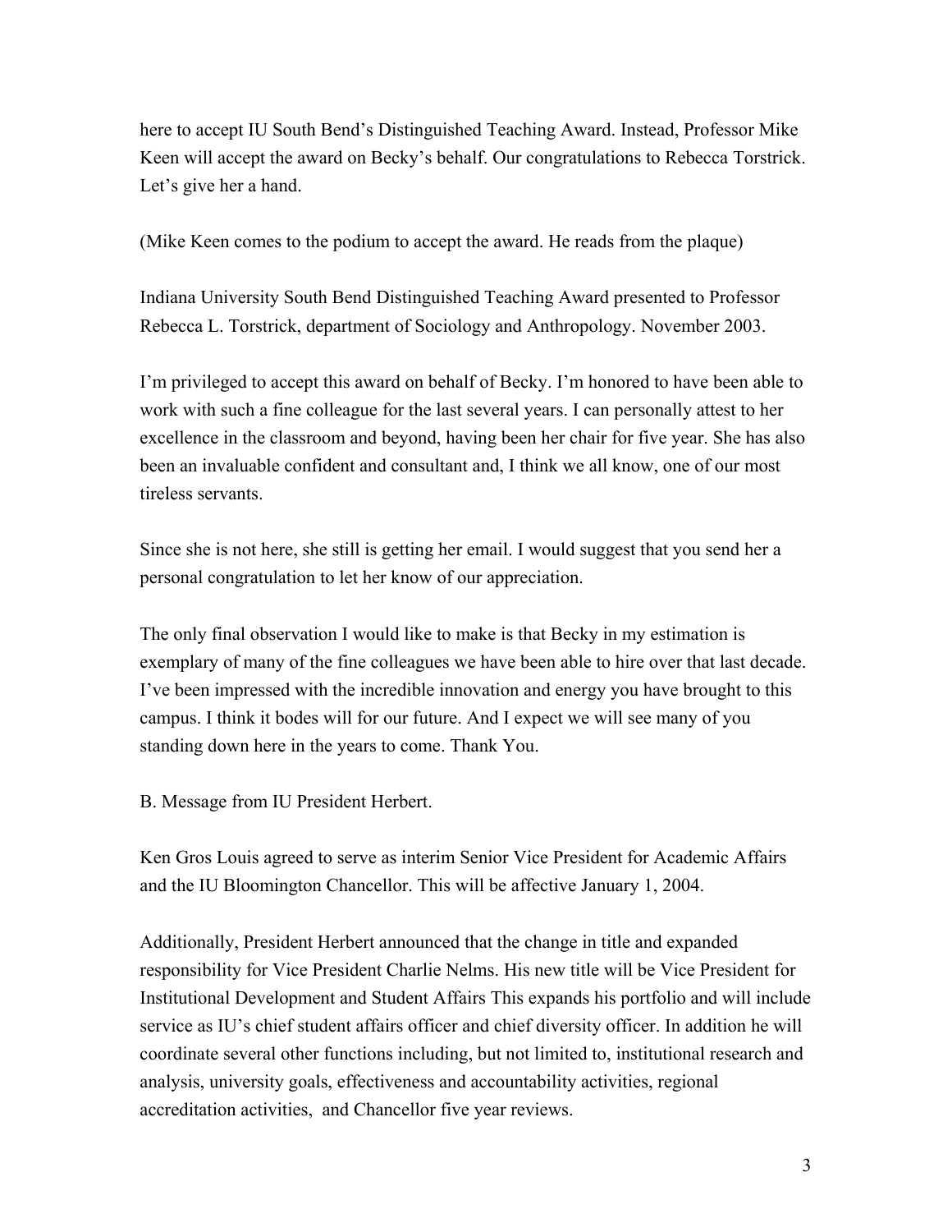here to accept IU South Bend's Distinguished Teaching Award. Instead, Professor Mike Keen will accept the award on Becky's behalf. Our congratulations to Rebecca Torstrick. Let's give her a hand.

(Mike Keen comes to the podium to accept the award. He reads from the plaque)

Indiana University South Bend Distinguished Teaching Award presented to Professor Rebecca L. Torstrick, department of Sociology and Anthropology. November 2003.

I'm privileged to accept this award on behalf of Becky. I'm honored to have been able to work with such a fine colleague for the last several years. I can personally attest to her excellence in the classroom and beyond, having been her chair for five year. She has also been an invaluable confident and consultant and, I think we all know, one of our most tireless servants.

Since she is not here, she still is getting her email. I would suggest that you send her a personal congratulation to let her know of our appreciation.

The only final observation I would like to make is that Becky in my estimation is exemplary of many of the fine colleagues we have been able to hire over that last decade. I've been impressed with the incredible innovation and energy you have brought to this campus. I think it bodes will for our future. And I expect we will see many of you standing down here in the years to come. Thank You.

B. Message from IU President Herbert.

Ken Gros Louis agreed to serve as interim Senior Vice President for Academic Affairs and the IU Bloomington Chancellor. This will be affective January 1, 2004.

Additionally, President Herbert announced that the change in title and expanded responsibility for Vice President Charlie Nelms. His new title will be Vice President for Institutional Development and Student Affairs This expands his portfolio and will include service as IU's chief student affairs officer and chief diversity officer. In addition he will coordinate several other functions including, but not limited to, institutional research and analysis, university goals, effectiveness and accountability activities, regional accreditation activities, and Chancellor five year reviews.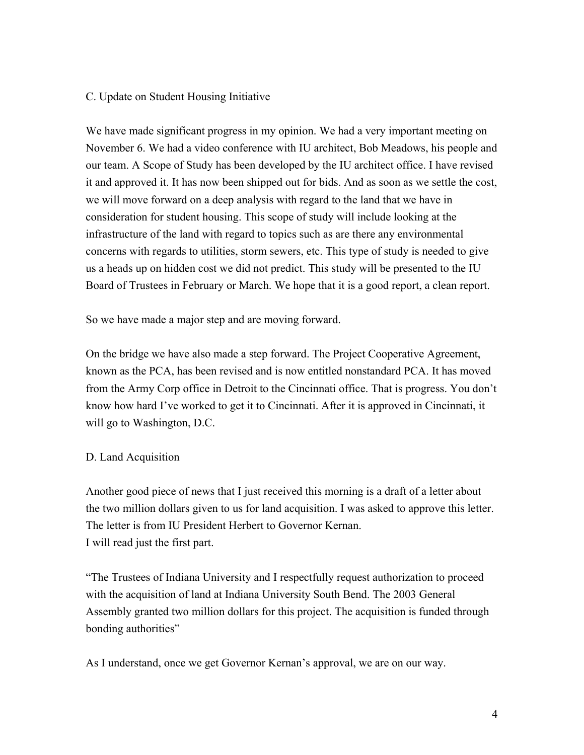C. Update on Student Housing Initiative

We have made significant progress in my opinion. We had a very important meeting on November 6. We had a video conference with IU architect, Bob Meadows, his people and our team. A Scope of Study has been developed by the IU architect office. I have revised it and approved it. It has now been shipped out for bids. And as soon as we settle the cost, we will move forward on a deep analysis with regard to the land that we have in consideration for student housing. This scope of study will include looking at the infrastructure of the land with regard to topics such as are there any environmental concerns with regards to utilities, storm sewers, etc. This type of study is needed to give us a heads up on hidden cost we did not predict. This study will be presented to the IU Board of Trustees in February or March. We hope that it is a good report, a clean report.

So we have made a major step and are moving forward.

On the bridge we have also made a step forward. The Project Cooperative Agreement, known as the PCA, has been revised and is now entitled nonstandard PCA. It has moved from the Army Corp office in Detroit to the Cincinnati office. That is progress. You don't know how hard I've worked to get it to Cincinnati. After it is approved in Cincinnati, it will go to Washington, D.C.

D. Land Acquisition

Another good piece of news that I just received this morning is a draft of a letter about the two million dollars given to us for land acquisition. I was asked to approve this letter. The letter is from IU President Herbert to Governor Kernan.
I will read just the first part.

"The Trustees of Indiana University and I respectfully request authorization to proceed with the acquisition of land at Indiana University South Bend. The 2003 General Assembly granted two million dollars for this project. The acquisition is funded through bonding authorities"

As I understand, once we get Governor Kernan's approval, we are on our way.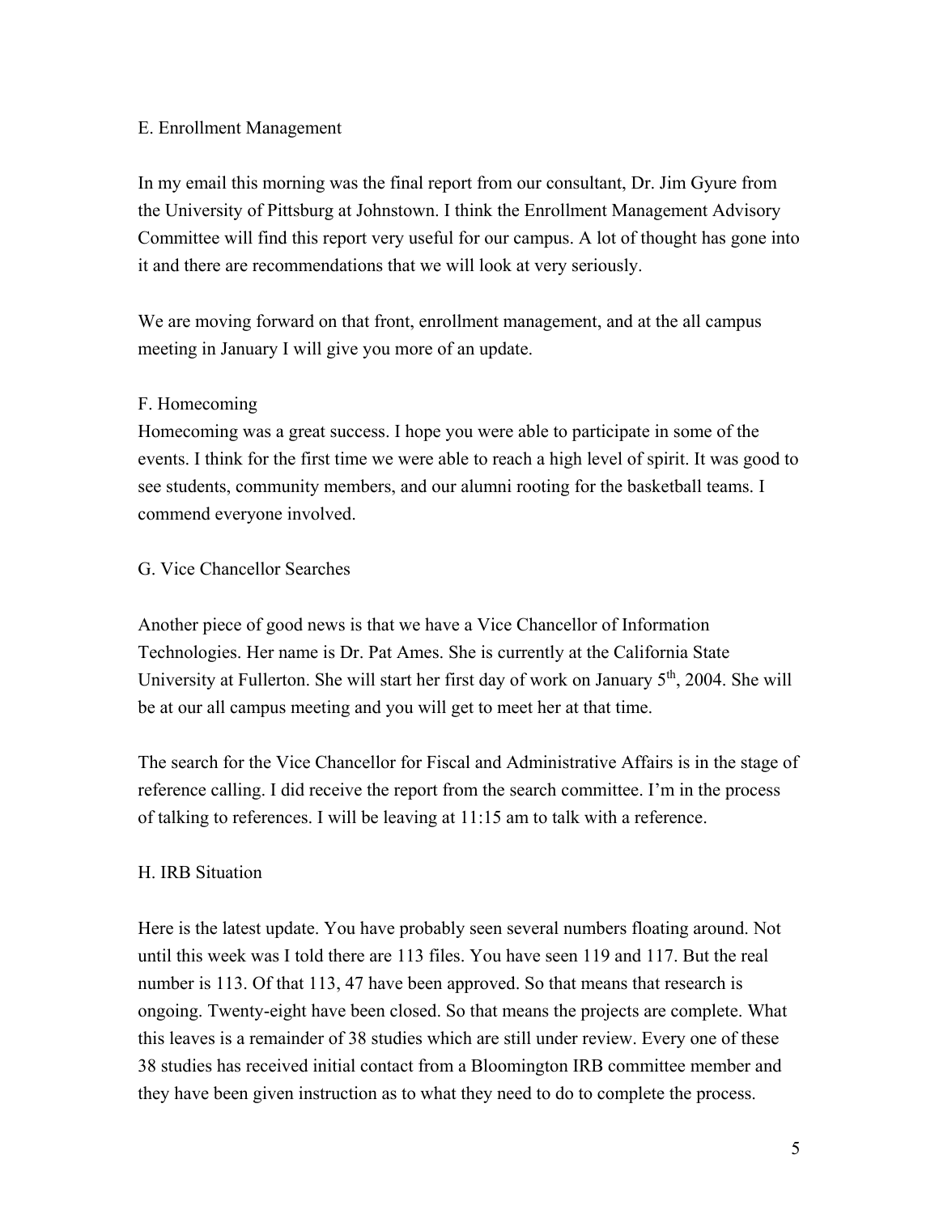E. Enrollment Management

In my email this morning was the final report from our consultant, Dr. Jim Gyure from the University of Pittsburg at Johnstown. I think the Enrollment Management Advisory Committee will find this report very useful for our campus. A lot of thought has gone into it and there are recommendations that we will look at very seriously.

We are moving forward on that front, enrollment management, and at the all campus meeting in January I will give you more of an update.

F. Homecoming

Homecoming was a great success. I hope you were able to participate in some of the events. I think for the first time we were able to reach a high level of spirit. It was good to see students, community members, and our alumni rooting for the basketball teams. I commend everyone involved.

G. Vice Chancellor Searches

Another piece of good news is that we have a Vice Chancellor of Information Technologies. Her name is Dr. Pat Ames. She is currently at the California State University at Fullerton. She will start her first day of work on January 5th, 2004. She will be at our all campus meeting and you will get to meet her at that time.

The search for the Vice Chancellor for Fiscal and Administrative Affairs is in the stage of reference calling. I did receive the report from the search committee. I'm in the process of talking to references. I will be leaving at 11:15 am to talk with a reference.

H. IRB Situation

Here is the latest update. You have probably seen several numbers floating around. Not until this week was I told there are 113 files. You have seen 119 and 117. But the real number is 113. Of that 113, 47 have been approved. So that means that research is ongoing. Twenty-eight have been closed. So that means the projects are complete. What this leaves is a remainder of 38 studies which are still under review. Every one of these 38 studies has received initial contact from a Bloomington IRB committee member and they have been given instruction as to what they need to do to complete the process.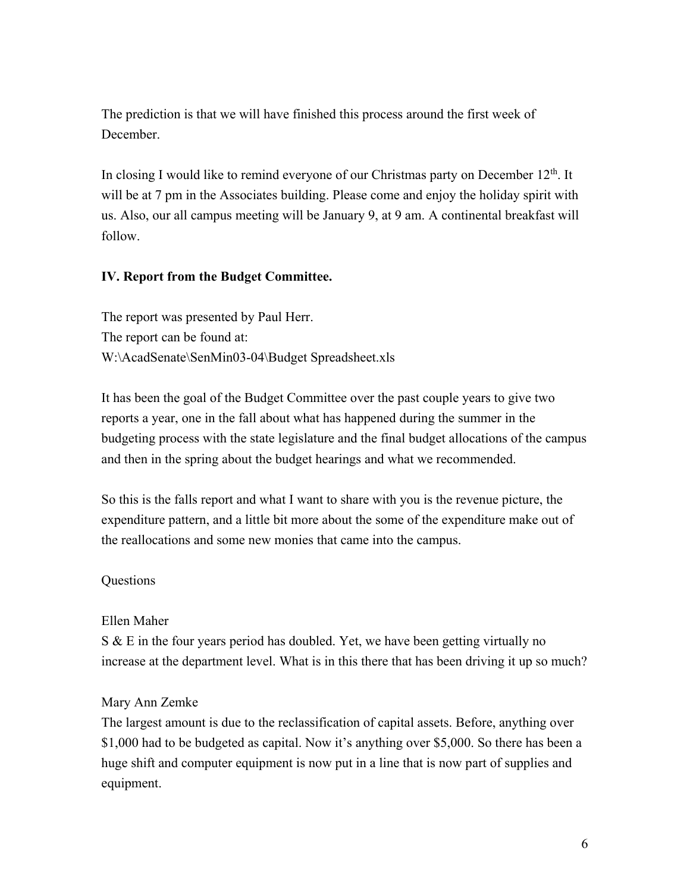The prediction is that we will have finished this process around the first week of December.

In closing I would like to remind everyone of our Christmas party on December 12th. It will be at 7 pm in the Associates building. Please come and enjoy the holiday spirit with us. Also, our all campus meeting will be January 9, at 9 am. A continental breakfast will follow.

**IV. Report from the Budget Committee.**

The report was presented by Paul Herr.
The report can be found at:
W:\AcadSenate\SenMin03-04\Budget Spreadsheet.xls

It has been the goal of the Budget Committee over the past couple years to give two reports a year, one in the fall about what has happened during the summer in the budgeting process with the state legislature and the final budget allocations of the campus and then in the spring about the budget hearings and what we recommended.

So this is the falls report and what I want to share with you is the revenue picture, the expenditure pattern, and a little bit more about the some of the expenditure make out of the reallocations and some new monies that came into the campus.

Questions

Ellen Maher
S & E in the four years period has doubled. Yet, we have been getting virtually no increase at the department level. What is in this there that has been driving it up so much?

Mary Ann Zemke
The largest amount is due to the reclassification of capital assets. Before, anything over $1,000 had to be budgeted as capital. Now it's anything over $5,000. So there has been a huge shift and computer equipment is now put in a line that is now part of supplies and equipment.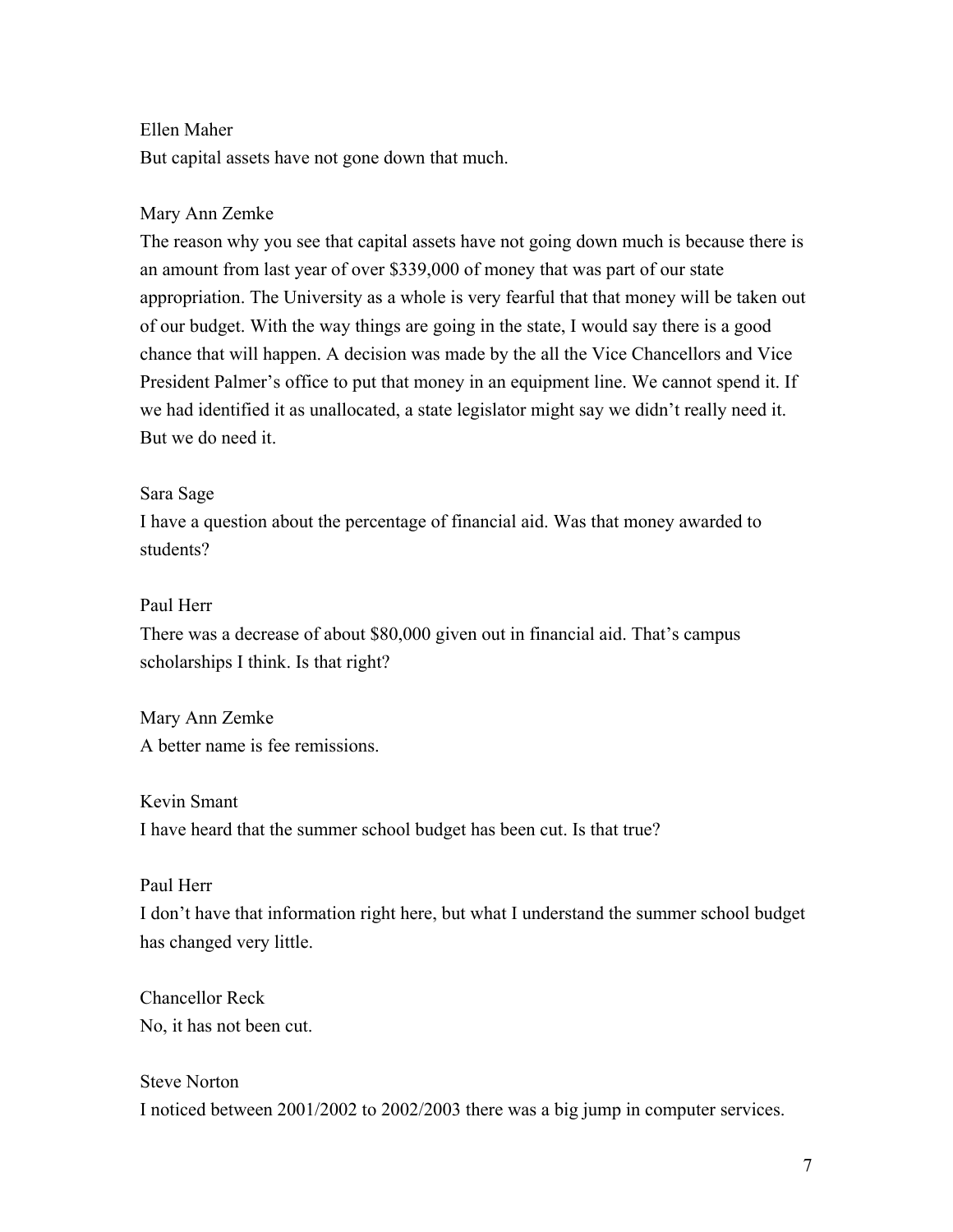Ellen Maher
But capital assets have not gone down that much.

Mary Ann Zemke
The reason why you see that capital assets have not going down much is because there is an amount from last year of over $339,000 of money that was part of our state appropriation. The University as a whole is very fearful that that money will be taken out of our budget. With the way things are going in the state, I would say there is a good chance that will happen. A decision was made by the all the Vice Chancellors and Vice President Palmer's office to put that money in an equipment line. We cannot spend it. If we had identified it as unallocated, a state legislator might say we didn't really need it. But we do need it.

Sara Sage
I have a question about the percentage of financial aid. Was that money awarded to students?

Paul Herr
There was a decrease of about $80,000 given out in financial aid. That's campus scholarships I think. Is that right?

Mary Ann Zemke
A better name is fee remissions.

Kevin Smant
I have heard that the summer school budget has been cut. Is that true?

Paul Herr
I don't have that information right here, but what I understand the summer school budget has changed very little.

Chancellor Reck
No, it has not been cut.

Steve Norton
I noticed between 2001/2002 to 2002/2003 there was a big jump in computer services.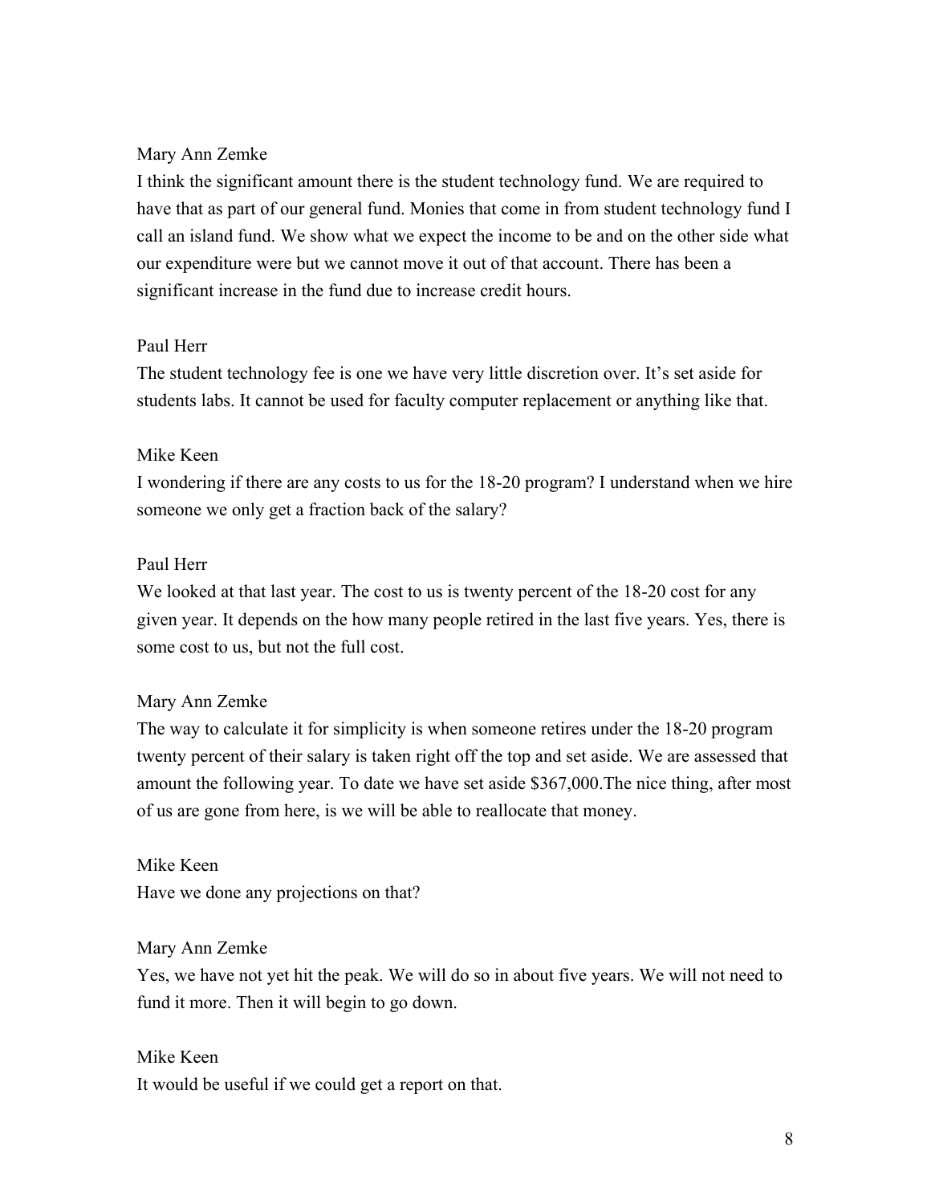Mary Ann Zemke
I think the significant amount there is the student technology fund. We are required to have that as part of our general fund. Monies that come in from student technology fund I call an island fund. We show what we expect the income to be and on the other side what our expenditure were but we cannot move it out of that account. There has been a significant increase in the fund due to increase credit hours.

Paul Herr
The student technology fee is one we have very little discretion over. It's set aside for students labs. It cannot be used for faculty computer replacement or anything like that.

Mike Keen
I wondering if there are any costs to us for the 18-20 program? I understand when we hire someone we only get a fraction back of the salary?

Paul Herr
We looked at that last year. The cost to us is twenty percent of the 18-20 cost for any given year. It depends on the how many people retired in the last five years. Yes, there is some cost to us, but not the full cost.

Mary Ann Zemke
The way to calculate it for simplicity is when someone retires under the 18-20 program twenty percent of their salary is taken right off the top and set aside. We are assessed that amount the following year. To date we have set aside $367,000.The nice thing, after most of us are gone from here, is we will be able to reallocate that money.

Mike Keen
Have we done any projections on that?

Mary Ann Zemke
Yes, we have not yet hit the peak. We will do so in about five years. We will not need to fund it more. Then it will begin to go down.

Mike Keen
It would be useful if we could get a report on that.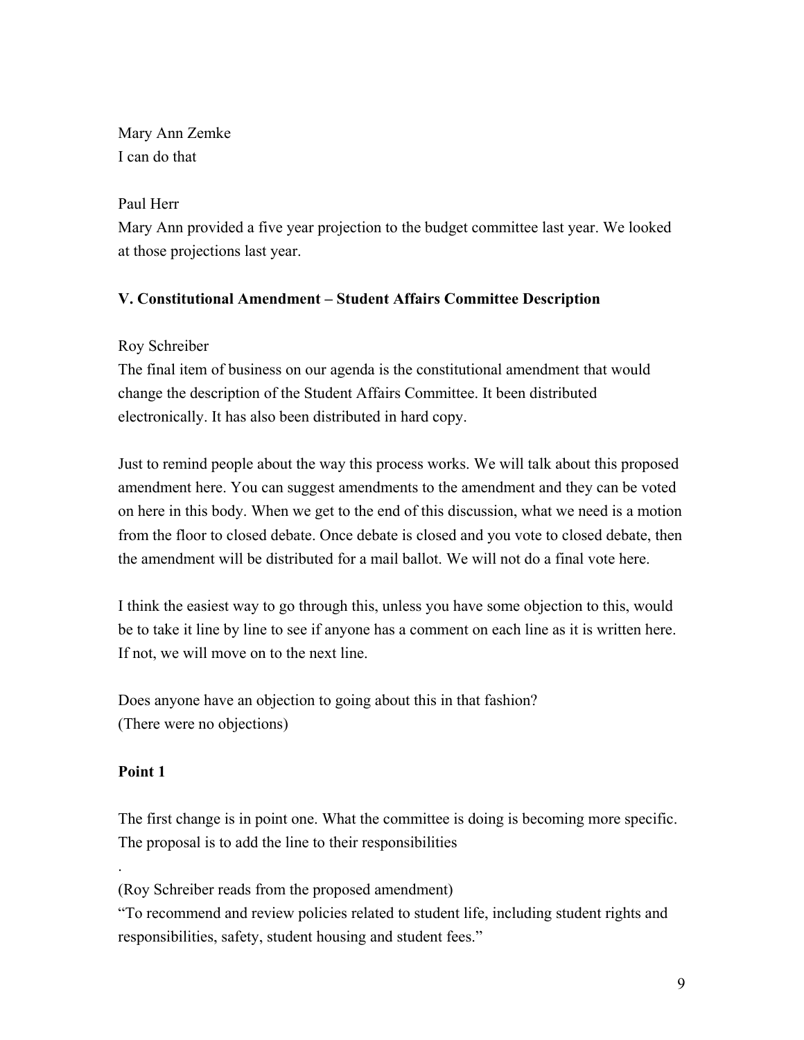Mary Ann Zemke
I can do that

Paul Herr
Mary Ann provided a five year projection to the budget committee last year. We looked at those projections last year.

**V. Constitutional Amendment – Student Affairs Committee Description**

Roy Schreiber
The final item of business on our agenda is the constitutional amendment that would change the description of the Student Affairs Committee. It been distributed electronically. It has also been distributed in hard copy.

Just to remind people about the way this process works. We will talk about this proposed amendment here. You can suggest amendments to the amendment and they can be voted on here in this body. When we get to the end of this discussion, what we need is a motion from the floor to closed debate. Once debate is closed and you vote to closed debate, then the amendment will be distributed for a mail ballot. We will not do a final vote here.

I think the easiest way to go through this, unless you have some objection to this, would be to take it line by line to see if anyone has a comment on each line as it is written here. If not, we will move on to the next line.

Does anyone have an objection to going about this in that fashion?
(There were no objections)

**Point 1**

The first change is in point one. What the committee is doing is becoming more specific. The proposal is to add the line to their responsibilities

.

(Roy Schreiber reads from the proposed amendment)
"To recommend and review policies related to student life, including student rights and responsibilities, safety, student housing and student fees."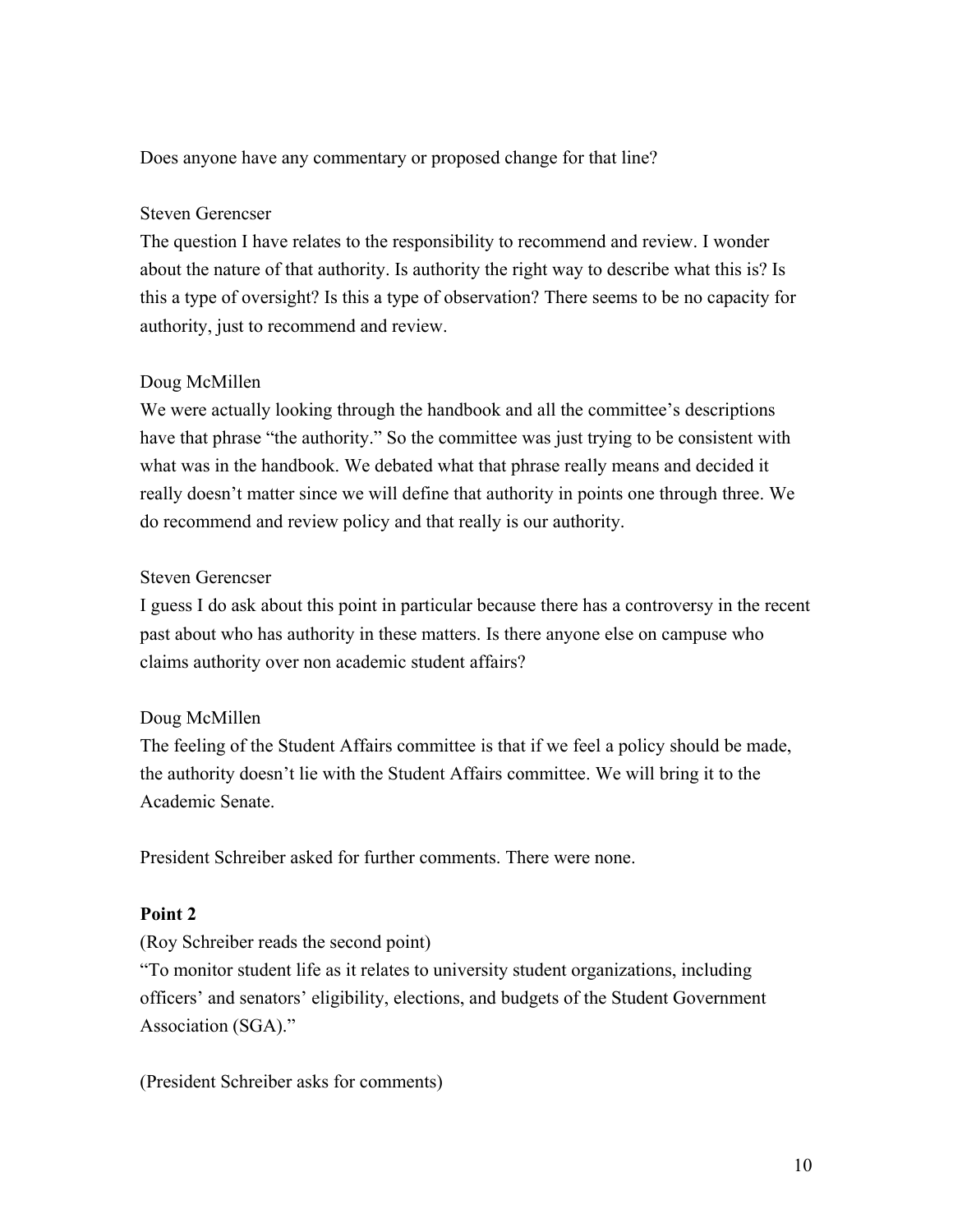Does anyone have any commentary or proposed change for that line?

Steven Gerencser
The question I have relates to the responsibility to recommend and review. I wonder about the nature of that authority. Is authority the right way to describe what this is? Is this a type of oversight? Is this a type of observation? There seems to be no capacity for authority, just to recommend and review.

Doug McMillen
We were actually looking through the handbook and all the committee's descriptions have that phrase "the authority." So the committee was just trying to be consistent with what was in the handbook. We debated what that phrase really means and decided it really doesn't matter since we will define that authority in points one through three. We do recommend and review policy and that really is our authority.

Steven Gerencser
I guess I do ask about this point in particular because there has a controversy in the recent past about who has authority in these matters. Is there anyone else on campuse who claims authority over non academic student affairs?

Doug McMillen
The feeling of the Student Affairs committee is that if we feel a policy should be made, the authority doesn't lie with the Student Affairs committee. We will bring it to the Academic Senate.

President Schreiber asked for further comments. There were none.

**Point 2**

(Roy Schreiber reads the second point)
"To monitor student life as it relates to university student organizations, including officers' and senators' eligibility, elections, and budgets of the Student Government Association (SGA)."

(President Schreiber asks for comments)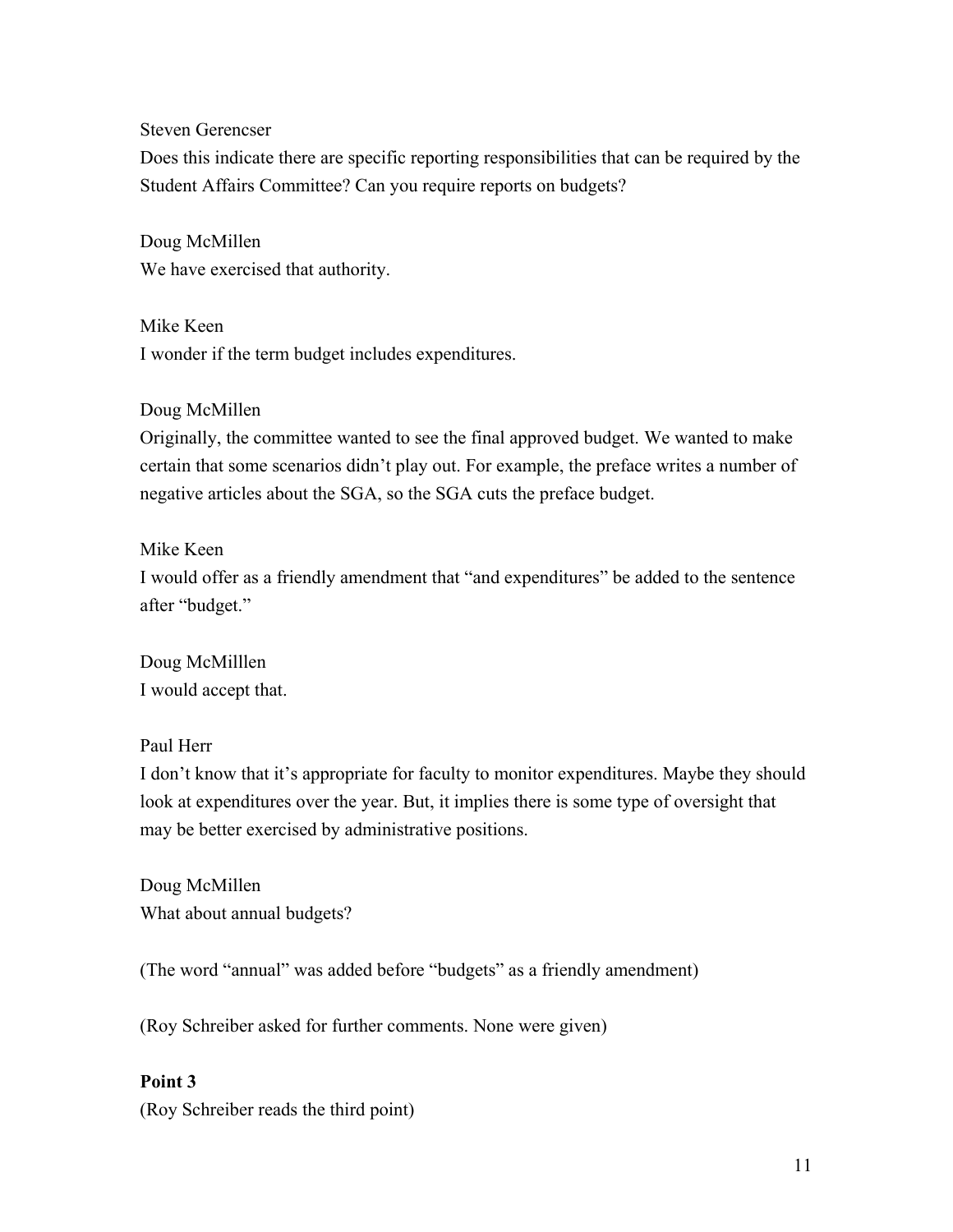Steven Gerencser
Does this indicate there are specific reporting responsibilities that can be required by the Student Affairs Committee? Can you require reports on budgets?

Doug McMillen
We have exercised that authority.

Mike Keen
I wonder if the term budget includes expenditures.

Doug McMillen
Originally, the committee wanted to see the final approved budget. We wanted to make certain that some scenarios didn't play out. For example, the preface writes a number of negative articles about the SGA, so the SGA cuts the preface budget.

Mike Keen
I would offer as a friendly amendment that "and expenditures" be added to the sentence after "budget."

Doug McMilllen
I would accept that.

Paul Herr
I don't know that it's appropriate for faculty to monitor expenditures. Maybe they should look at expenditures over the year. But, it implies there is some type of oversight that may be better exercised by administrative positions.

Doug McMillen
What about annual budgets?

(The word "annual" was added before "budgets" as a friendly amendment)

(Roy Schreiber asked for further comments. None were given)

**Point 3**
(Roy Schreiber reads the third point)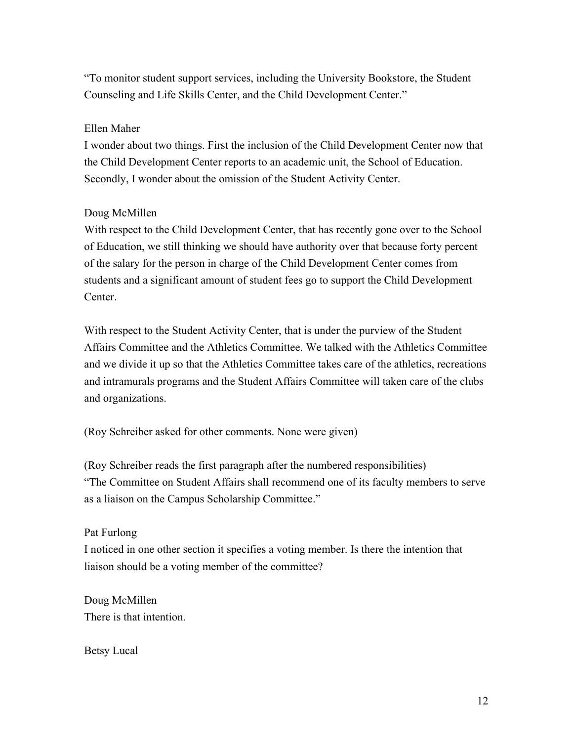"To monitor student support services, including the University Bookstore, the Student Counseling and Life Skills Center, and the Child Development Center."

Ellen Maher
I wonder about two things. First the inclusion of the Child Development Center now that the Child Development Center reports to an academic unit, the School of Education. Secondly, I wonder about the omission of the Student Activity Center.

Doug McMillen
With respect to the Child Development Center, that has recently gone over to the School of Education, we still thinking we should have authority over that because forty percent of the salary for the person in charge of the Child Development Center comes from students and a significant amount of student fees go to support the Child Development Center.

With respect to the Student Activity Center, that is under the purview of the Student Affairs Committee and the Athletics Committee. We talked with the Athletics Committee and we divide it up so that the Athletics Committee takes care of the athletics, recreations and intramurals programs and the Student Affairs Committee will taken care of the clubs and organizations.

(Roy Schreiber asked for other comments. None were given)

(Roy Schreiber reads the first paragraph after the numbered responsibilities)
"The Committee on Student Affairs shall recommend one of its faculty members to serve as a liaison on the Campus Scholarship Committee."

Pat Furlong
I noticed in one other section it specifies a voting member. Is there the intention that liaison should be a voting member of the committee?

Doug McMillen
There is that intention.

Betsy Lucal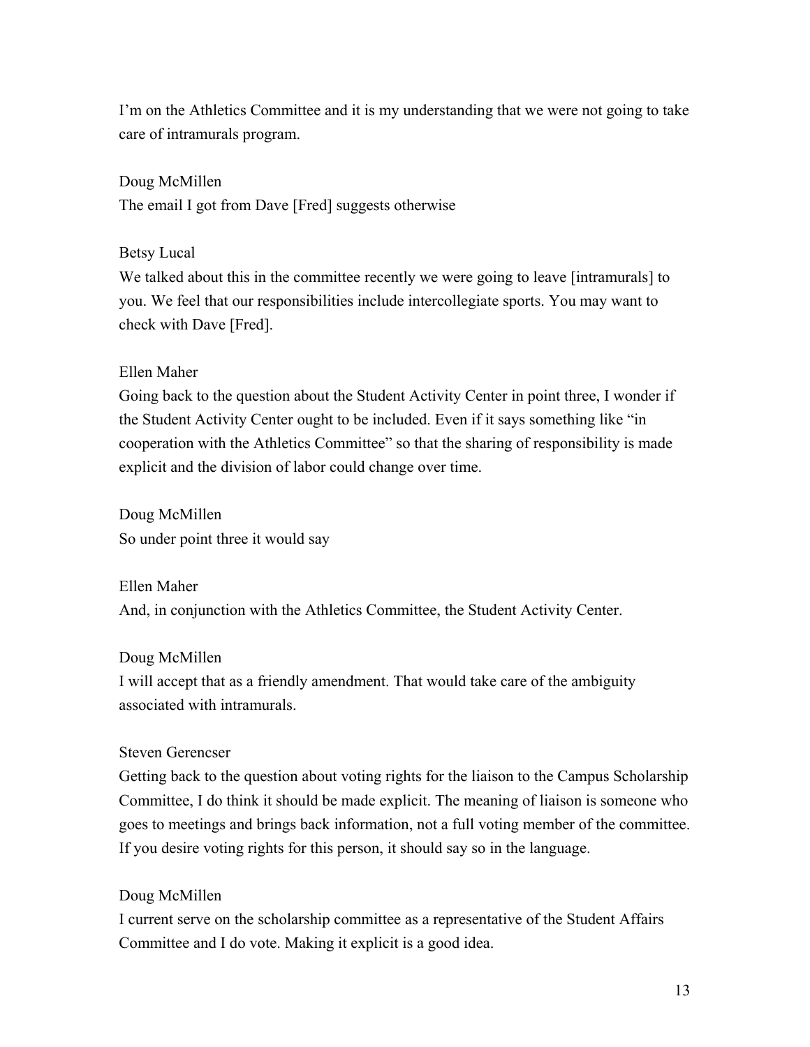I'm on the Athletics Committee and it is my understanding that we were not going to take care of intramurals program.

Doug McMillen
The email I got from Dave [Fred] suggests otherwise

Betsy Lucal
We talked about this in the committee recently we were going to leave [intramurals] to you. We feel that our responsibilities include intercollegiate sports. You may want to check with Dave [Fred].

Ellen Maher
Going back to the question about the Student Activity Center in point three, I wonder if the Student Activity Center ought to be included. Even if it says something like "in cooperation with the Athletics Committee" so that the sharing of responsibility is made explicit and the division of labor could change over time.

Doug McMillen
So under point three it would say

Ellen Maher
And, in conjunction with the Athletics Committee, the Student Activity Center.

Doug McMillen
I will accept that as a friendly amendment. That would take care of the ambiguity associated with intramurals.

Steven Gerencser
Getting back to the question about voting rights for the liaison to the Campus Scholarship Committee, I do think it should be made explicit. The meaning of liaison is someone who goes to meetings and brings back information, not a full voting member of the committee. If you desire voting rights for this person, it should say so in the language.

Doug McMillen
I current serve on the scholarship committee as a representative of the Student Affairs Committee and I do vote. Making it explicit is a good idea.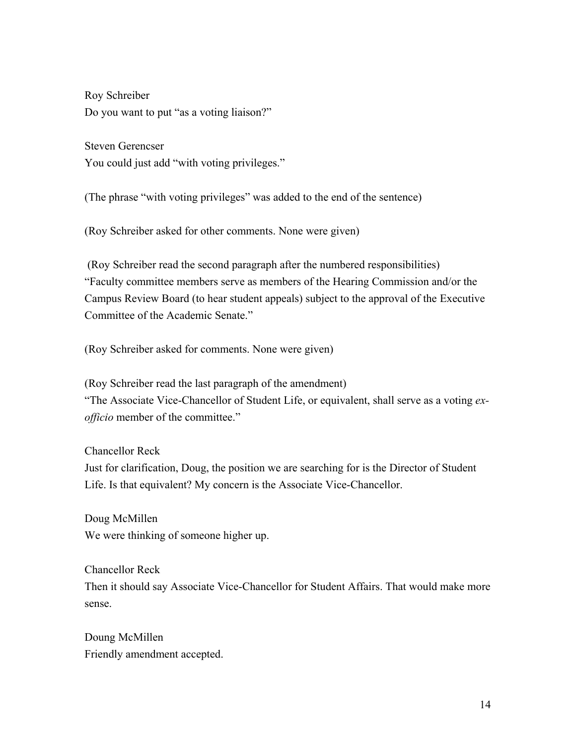Roy Schreiber
Do you want to put "as a voting liaison?"

Steven Gerencser
You could just add "with voting privileges."

(The phrase "with voting privileges" was added to the end of the sentence)

(Roy Schreiber asked for other comments. None were given)

(Roy Schreiber read the second paragraph after the numbered responsibilities)
"Faculty committee members serve as members of the Hearing Commission and/or the Campus Review Board (to hear student appeals) subject to the approval of the Executive Committee of the Academic Senate."

(Roy Schreiber asked for comments. None were given)

(Roy Schreiber read the last paragraph of the amendment)
"The Associate Vice-Chancellor of Student Life, or equivalent, shall serve as a voting *ex-officio* member of the committee."

Chancellor Reck
Just for clarification, Doug, the position we are searching for is the Director of Student Life. Is that equivalent? My concern is the Associate Vice-Chancellor.

Doug McMillen
We were thinking of someone higher up.

Chancellor Reck
Then it should say Associate Vice-Chancellor for Student Affairs. That would make more sense.

Doung McMillen
Friendly amendment accepted.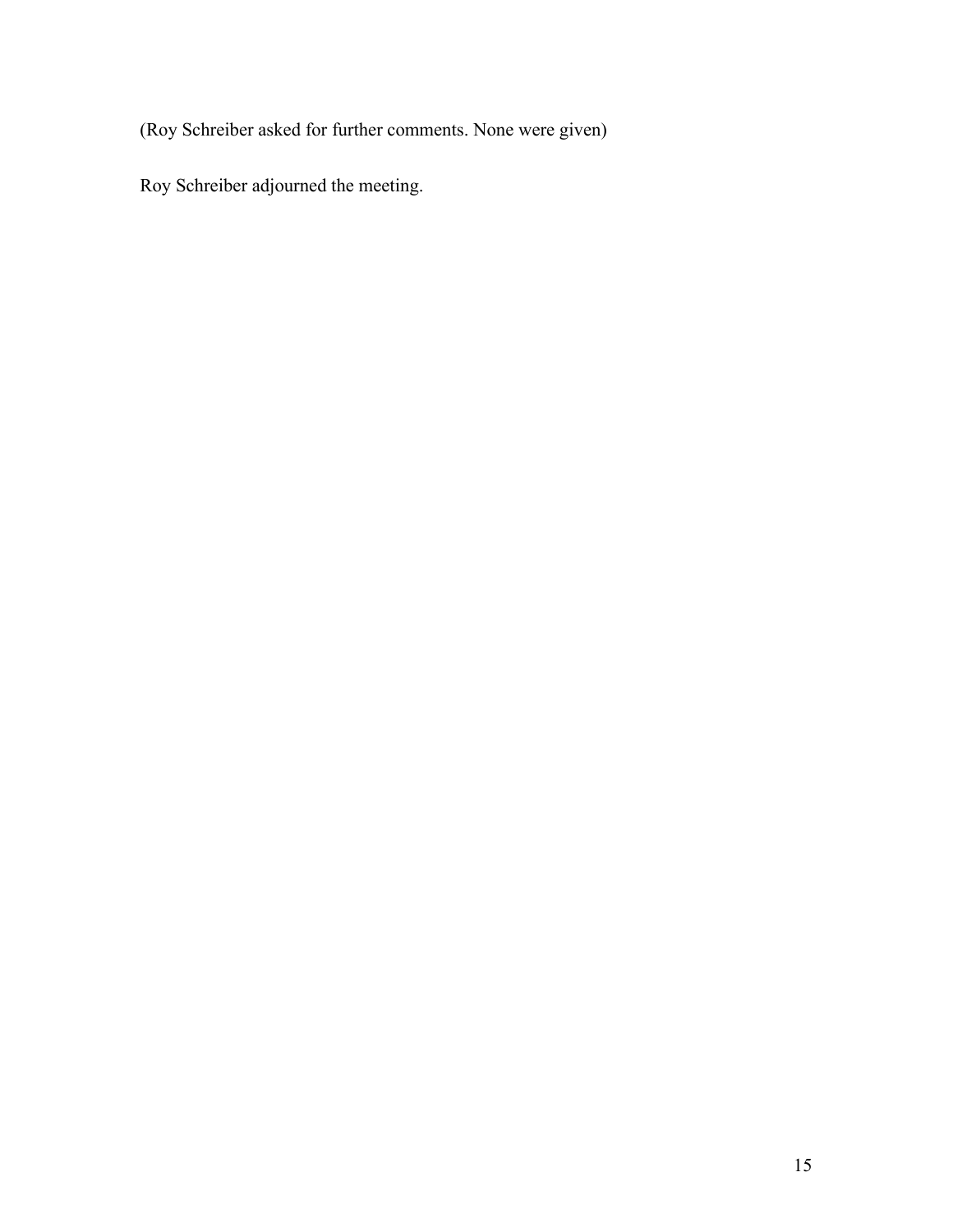(Roy Schreiber asked for further comments. None were given)

Roy Schreiber adjourned the meeting.